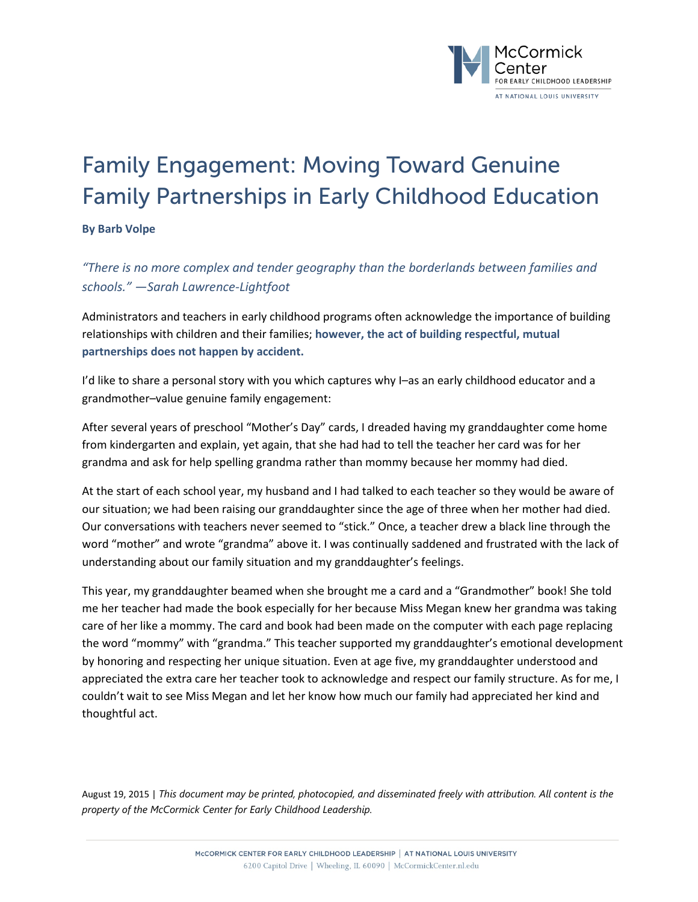# Family Engagement: Moving Toward Genuine Family Partnerships in Early Childhood Education

**By Barb Volpe**

*"There is no more complex and tender geography than the borderlands between families and schools." —Sarah Lawrence-Lightfoot*

Administrators and teachers in early childhood programs often acknowledge the importance of building relationships with children and their families; **however, the act of building respectful, mutual partnerships does not happen by accident.**

I'd like to share a personal story with you which captures why I–as an early childhood educator and a grandmother–value genuine family engagement:

After several years of preschool "Mother's Day" cards, I dreaded having my granddaughter come home from kindergarten and explain, yet again, that she had had to tell the teacher her card was for her grandma and ask for help spelling grandma rather than mommy because her mommy had died.

At the start of each school year, my husband and I had talked to each teacher so they would be aware of our situation; we had been raising our granddaughter since the age of three when her mother had died. Our conversations with teachers never seemed to "stick." Once, a teacher drew a black line through the word "mother" and wrote "grandma" above it. I was continually saddened and frustrated with the lack of understanding about our family situation and my granddaughter's feelings.

This year, my granddaughter beamed when she brought me a card and a "Grandmother" book! She told me her teacher had made the book especially for her because Miss Megan knew her grandma was taking care of her like a mommy. The card and book had been made on the computer with each page replacing the word "mommy" with "grandma." This teacher supported my granddaughter's emotional development by honoring and respecting her unique situation. Even at age five, my granddaughter understood and appreciated the extra care her teacher took to acknowledge and respect our family structure. As for me, I couldn't wait to see Miss Megan and let her know how much our family had appreciated her kind and thoughtful act.

August 19, 2015 | *This document may be printed, photocopied, and disseminated freely with attribution. All content is the property of the McCormick Center for Early Childhood Leadership.*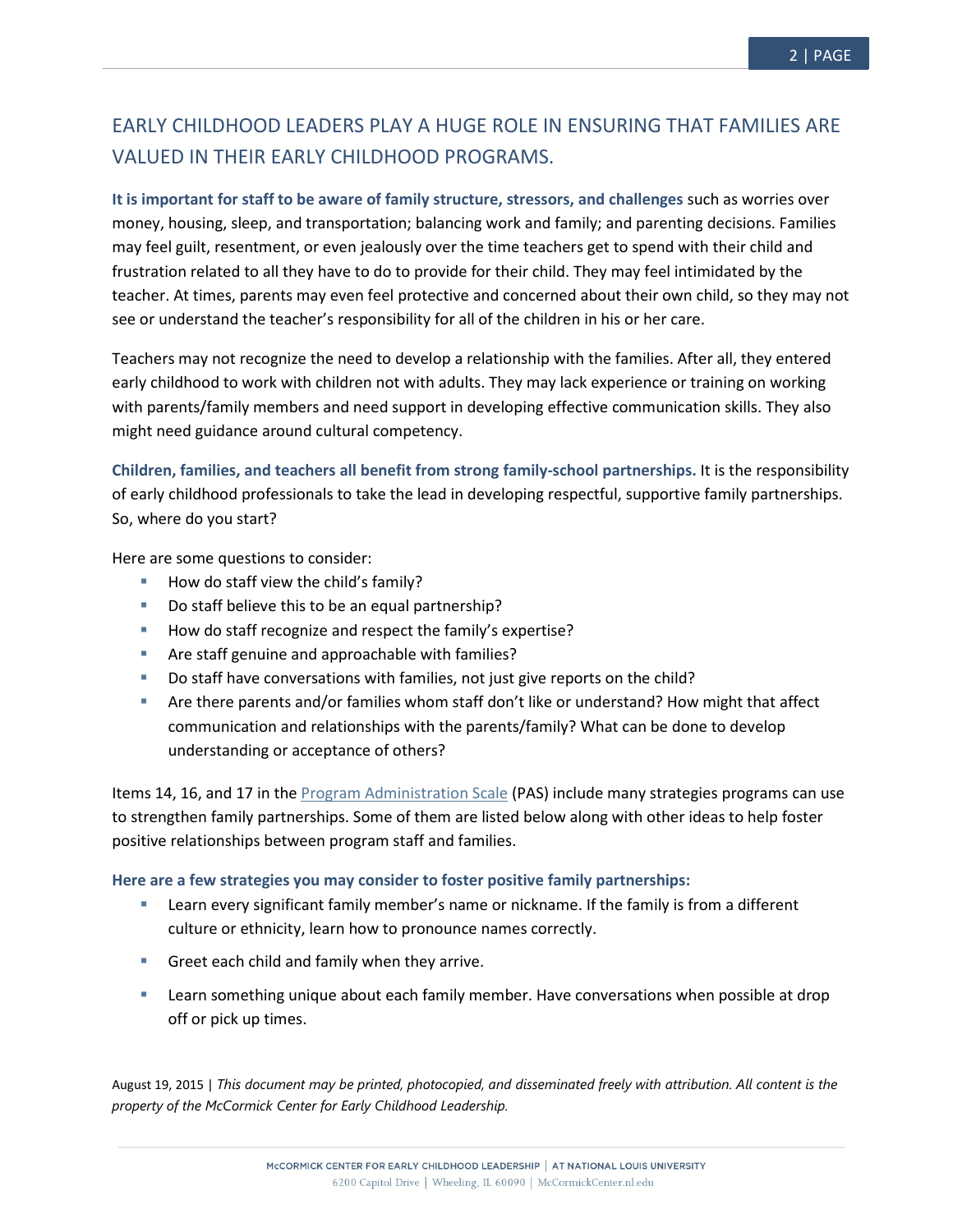## EARLY CHILDHOOD LEADERS PLAY A HUGE ROLE IN ENSURING THAT FAMILIES ARE VALUED IN THEIR EARLY CHILDHOOD PROGRAMS.

**It is important for staff to be aware of family structure, stressors, and challenges** such as worries over money, housing, sleep, and transportation; balancing work and family; and parenting decisions. Families may feel guilt, resentment, or even jealously over the time teachers get to spend with their child and frustration related to all they have to do to provide for their child. They may feel intimidated by the teacher. At times, parents may even feel protective and concerned about their own child, so they may not see or understand the teacher's responsibility for all of the children in his or her care.

Teachers may not recognize the need to develop a relationship with the families. After all, they entered early childhood to work with children not with adults. They may lack experience or training on working with parents/family members and need support in developing effective communication skills. They also might need guidance around cultural competency.

**Children, families, and teachers all benefit from strong family-school partnerships.** It is the responsibility of early childhood professionals to take the lead in developing respectful, supportive family partnerships. So, where do you start?

Here are some questions to consider:

- How do staff view the child's family?
- Do staff believe this to be an equal partnership?
- How do staff recognize and respect the family's expertise?
- Are staff genuine and approachable with families?
- Do staff have conversations with families, not just give reports on the child?
- Are there parents and/or families whom staff don't like or understand? How might that affect communication and relationships with the parents/family? What can be done to develop understanding or acceptance of others?

Items 14, 16, and 17 in the Program Administration Scale (PAS) include many strategies programs can use to strengthen family partnerships. Some of them are listed below along with other ideas to help foster positive relationships between program staff and families.

**Here are a few strategies you may consider to foster positive family partnerships:**

- Learn every significant family member's name or nickname. If the family is from a different culture or ethnicity, learn how to pronounce names correctly.
- Greet each child and family when they arrive.
- Learn something unique about each family member. Have conversations when possible at drop off or pick up times.

August 19, 2015 | *This document may be printed, photocopied, and disseminated freely with attribution. All content is the property of the McCormick Center for Early Childhood Leadership.*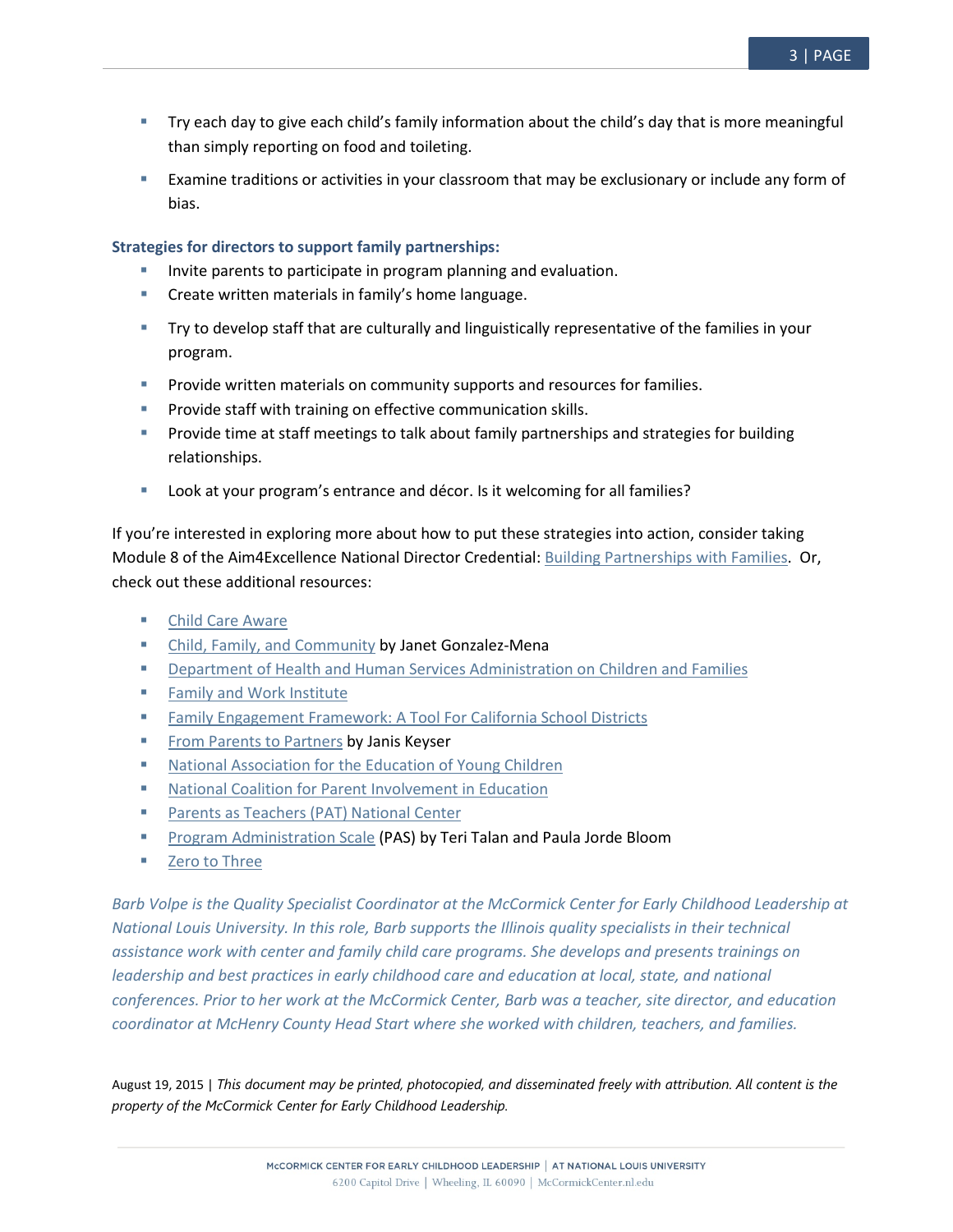- Try each day to give each child's family information about the child's day that is more meaningful than simply reporting on food and toileting.
- Examine traditions or activities in your classroom that may be exclusionary or include any form of bias.

**Strategies for directors to support family partnerships:**

- Invite parents to participate in program planning and evaluation.
- Create written materials in family's home language.
- Try to develop staff that are culturally and linguistically representative of the families in your program.
- Provide written materials on community supports and resources for families.
- Provide staff with training on effective communication skills.
- Provide time at staff meetings to talk about family partnerships and strategies for building relationships.
- Look at your program's entrance and décor. Is it welcoming for all families?

If you're interested in exploring more about how to put these strategies into action, consider taking Module 8 of the Aim4Excellence National Director Credential: Building Partnerships with Families. Or, check out these additional resources:

- Child Care Aware
- Child, Family, and Community by Janet Gonzalez-Mena
- Department of Health and Human Services Administration on Children and Families
- Family and Work Institute
- Family Engagement Framework: A Tool For California School Districts
- From Parents to Partners by Janis Keyser
- National Association for the Education of Young Children
- National Coalition for Parent Involvement in Education
- Parents as Teachers (PAT) National Center
- Program Administration Scale (PAS) by Teri Talan and Paula Jorde Bloom
- Zero to Three

*Barb Volpe is the Quality Specialist Coordinator at the McCormick Center for Early Childhood Leadership at National Louis University. In this role, Barb supports the Illinois quality specialists in their technical assistance work with center and family child care programs. She develops and presents trainings on leadership and best practices in early childhood care and education at local, state, and national conferences. Prior to her work at the McCormick Center, Barb was a teacher, site director, and education coordinator at McHenry County Head Start where she worked with children, teachers, and families.*

August 19, 2015 | *This document may be printed, photocopied, and disseminated freely with attribution. All content is the property of the McCormick Center for Early Childhood Leadership.*